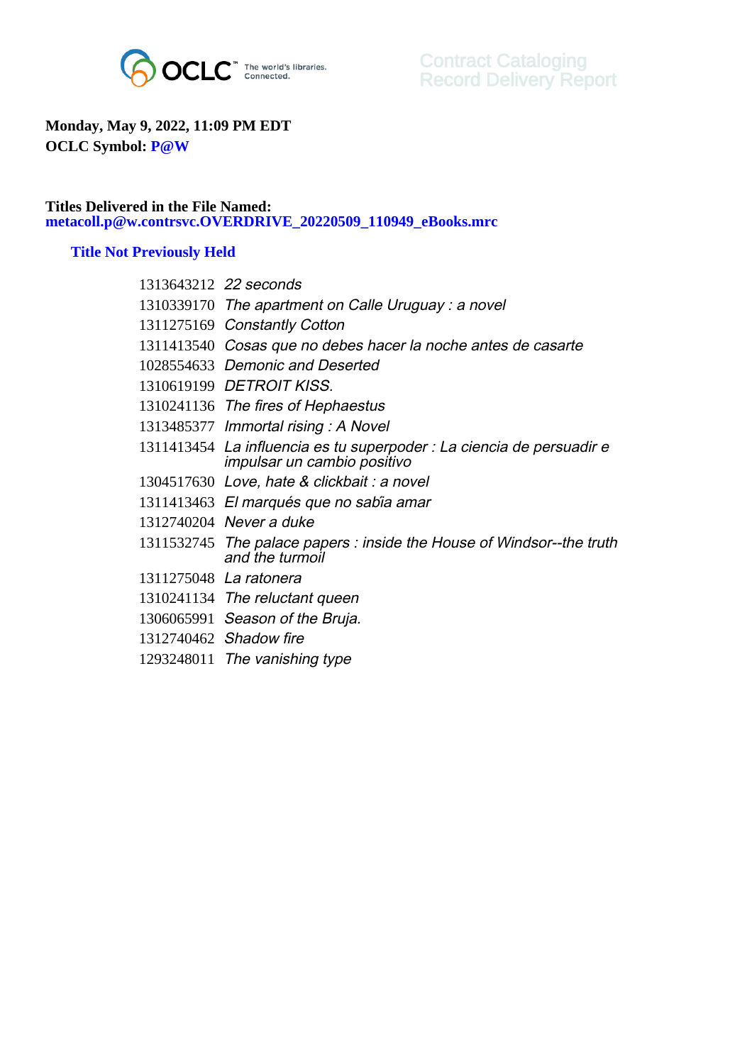OCLC The world's libraries. Connected.

Contract Cataloging
Record Delivery Report

**Monday, May 9, 2022, 11:09 PM EDT**
**OCLC Symbol: P@W**

**Titles Delivered in the File Named:**
**metacoll.p@w.contrsvc.OVERDRIVE_20220509_110949_eBooks.mrc**

### Title Not Previously Held

| | |
|---|---|
| 1313643212 | *22 seconds* |
| 1310339170 | *The apartment on Calle Uruguay : a novel* |
| 1311275169 | *Constantly Cotton* |
| 1311413540 | *Cosas que no debes hacer la noche antes de casarte* |
| 1028554633 | *Demonic and Deserted* |
| 1310619199 | *DETROIT KISS.* |
| 1310241136 | *The fires of Hephaestus* |
| 1313485377 | *Immortal rising : A Novel* |
| 1311413454 | *La influencia es tu superpoder : La ciencia de persuadir e impulsar un cambio positivo* |
| 1304517630 | *Love, hate & clickbait : a novel* |
| 1311413463 | *El marqués que no sabîa amar* |
| 1312740204 | *Never a duke* |
| 1311532745 | *The palace papers : inside the House of Windsor--the truth and the turmoil* |
| 1311275048 | *La ratonera* |
| 1310241134 | *The reluctant queen* |
| 1306065991 | *Season of the Bruja.* |
| 1312740462 | *Shadow fire* |
| 1293248011 | *The vanishing type* |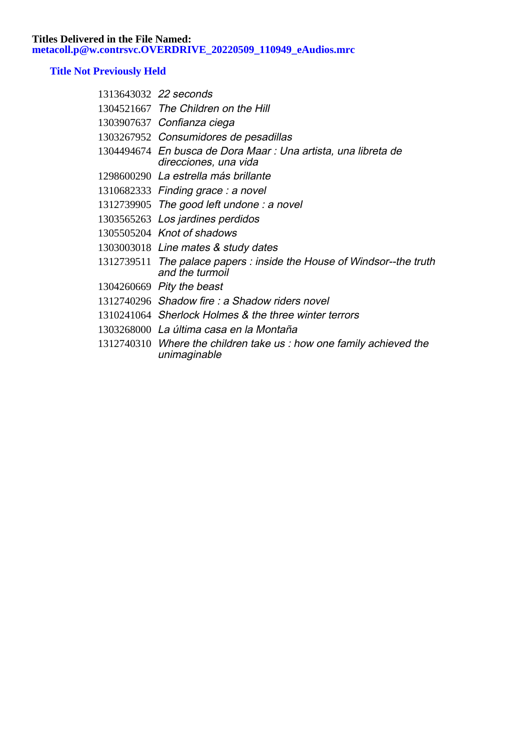**Titles Delivered in the File Named:**
**metacoll.p@w.contrsvc.OVERDRIVE_20220509_110949_eAudios.mrc**

### Title Not Previously Held

| | |
|---|---|
| 1313643032 | *22 seconds* |
| 1304521667 | *The Children on the Hill* |
| 1303907637 | *Confianza ciega* |
| 1303267952 | *Consumidores de pesadillas* |
| 1304494674 | *En busca de Dora Maar : Una artista, una libreta de direcciones, una vida* |
| 1298600290 | *La estrella más brillante* |
| 1310682333 | *Finding grace : a novel* |
| 1312739905 | *The good left undone : a novel* |
| 1303565263 | *Los jardines perdidos* |
| 1305505204 | *Knot of shadows* |
| 1303003018 | *Line mates & study dates* |
| 1312739511 | *The palace papers : inside the House of Windsor--the truth and the turmoil* |
| 1304260669 | *Pity the beast* |
| 1312740296 | *Shadow fire : a Shadow riders novel* |
| 1310241064 | *Sherlock Holmes & the three winter terrors* |
| 1303268000 | *La última casa en la Montaña* |
| 1312740310 | *Where the children take us : how one family achieved the unimaginable* |